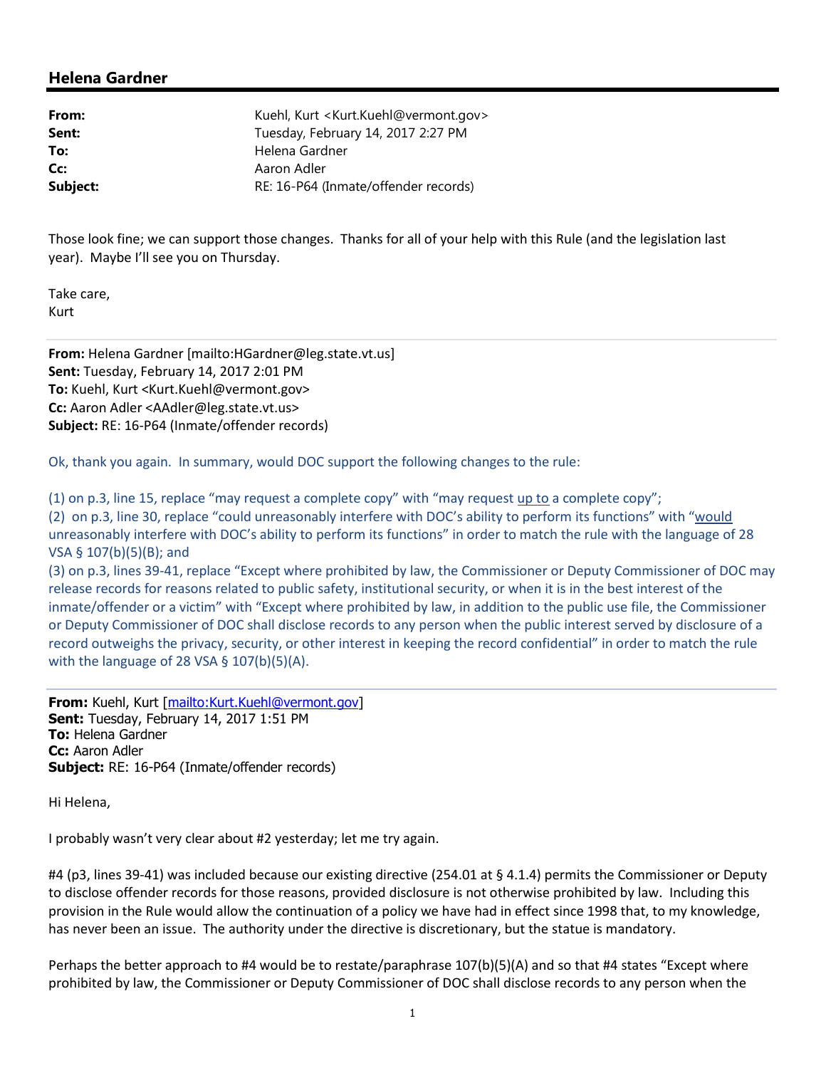## Helena Gardner

| | |
|---|---|
| **From:** | Kuehl, Kurt <Kurt.Kuehl@vermont.gov> |
| **Sent:** | Tuesday, February 14, 2017 2:27 PM |
| **To:** | Helena Gardner |
| **Cc:** | Aaron Adler |
| **Subject:** | RE: 16-P64 (Inmate/offender records) |

Those look fine; we can support those changes. Thanks for all of your help with this Rule (and the legislation last year). Maybe I'll see you on Thursday.

Take care,
Kurt

---

**From:** Helena Gardner [mailto:HGardner@leg.state.vt.us]
**Sent:** Tuesday, February 14, 2017 2:01 PM
**To:** Kuehl, Kurt <Kurt.Kuehl@vermont.gov>
**Cc:** Aaron Adler <AAdler@leg.state.vt.us>
**Subject:** RE: 16-P64 (Inmate/offender records)

Ok, thank you again. In summary, would DOC support the following changes to the rule:

(1) on p.3, line 15, replace "may request a complete copy" with "may request <u>up to</u> a complete copy";
(2) on p.3, line 30, replace "could unreasonably interfere with DOC's ability to perform its functions" with "<u>would</u> unreasonably interfere with DOC's ability to perform its functions" in order to match the rule with the language of 28 VSA § 107(b)(5)(B); and
(3) on p.3, lines 39-41, replace "Except where prohibited by law, the Commissioner or Deputy Commissioner of DOC may release records for reasons related to public safety, institutional security, or when it is in the best interest of the inmate/offender or a victim" with "Except where prohibited by law, in addition to the public use file, the Commissioner or Deputy Commissioner of DOC shall disclose records to any person when the public interest served by disclosure of a record outweighs the privacy, security, or other interest in keeping the record confidential" in order to match the rule with the language of 28 VSA § 107(b)(5)(A).

---

**From:** Kuehl, Kurt [mailto:Kurt.Kuehl@vermont.gov]
**Sent:** Tuesday, February 14, 2017 1:51 PM
**To:** Helena Gardner
**Cc:** Aaron Adler
**Subject:** RE: 16-P64 (Inmate/offender records)

Hi Helena,

I probably wasn't very clear about #2 yesterday; let me try again.

#4 (p3, lines 39-41) was included because our existing directive (254.01 at § 4.1.4) permits the Commissioner or Deputy to disclose offender records for those reasons, provided disclosure is not otherwise prohibited by law. Including this provision in the Rule would allow the continuation of a policy we have had in effect since 1998 that, to my knowledge, has never been an issue. The authority under the directive is discretionary, but the statue is mandatory.

Perhaps the better approach to #4 would be to restate/paraphrase 107(b)(5)(A) and so that #4 states "Except where prohibited by law, the Commissioner or Deputy Commissioner of DOC shall disclose records to any person when the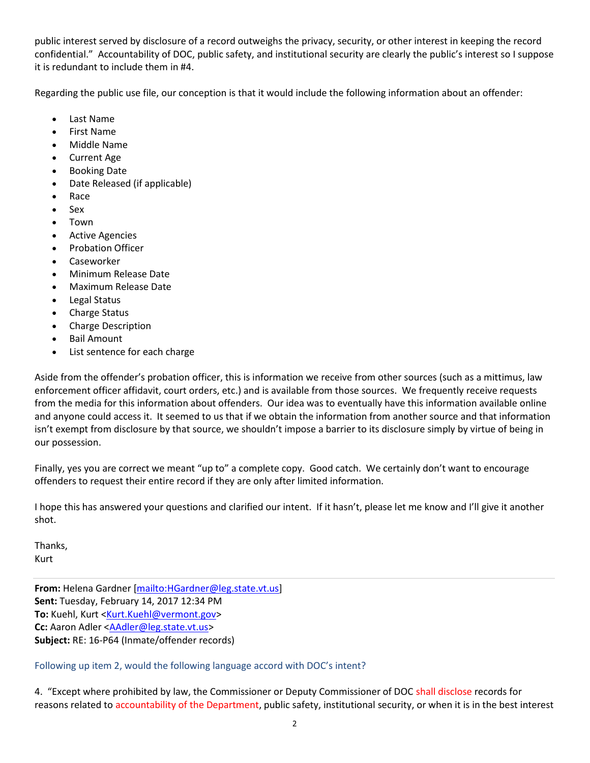public interest served by disclosure of a record outweighs the privacy, security, or other interest in keeping the record confidential." Accountability of DOC, public safety, and institutional security are clearly the public's interest so I suppose it is redundant to include them in #4.

Regarding the public use file, our conception is that it would include the following information about an offender:

- Last Name
- First Name
- Middle Name
- Current Age
- Booking Date
- Date Released (if applicable)
- Race
- Sex
- Town
- Active Agencies
- Probation Officer
- Caseworker
- Minimum Release Date
- Maximum Release Date
- Legal Status
- Charge Status
- Charge Description
- Bail Amount
- List sentence for each charge

Aside from the offender's probation officer, this is information we receive from other sources (such as a mittimus, law enforcement officer affidavit, court orders, etc.) and is available from those sources. We frequently receive requests from the media for this information about offenders. Our idea was to eventually have this information available online and anyone could access it. It seemed to us that if we obtain the information from another source and that information isn't exempt from disclosure by that source, we shouldn't impose a barrier to its disclosure simply by virtue of being in our possession.

Finally, yes you are correct we meant "up to" a complete copy. Good catch. We certainly don't want to encourage offenders to request their entire record if they are only after limited information.

I hope this has answered your questions and clarified our intent. If it hasn't, please let me know and I'll give it another shot.

Thanks,
Kurt

---

**From:** Helena Gardner [mailto:HGardner@leg.state.vt.us]
**Sent:** Tuesday, February 14, 2017 12:34 PM
**To:** Kuehl, Kurt <Kurt.Kuehl@vermont.gov>
**Cc:** Aaron Adler <AAdler@leg.state.vt.us>
**Subject:** RE: 16-P64 (Inmate/offender records)

Following up item 2, would the following language accord with DOC's intent?

4. "Except where prohibited by law, the Commissioner or Deputy Commissioner of DOC shall disclose records for reasons related to accountability of the Department, public safety, institutional security, or when it is in the best interest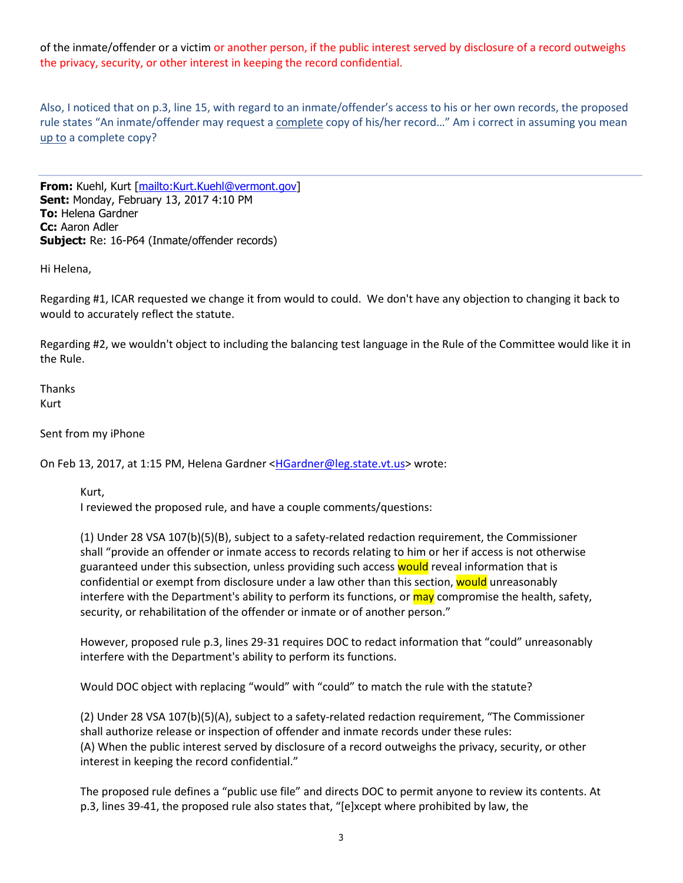of the inmate/offender or a victim or another person, if the public interest served by disclosure of a record outweighs the privacy, security, or other interest in keeping the record confidential.

Also, I noticed that on p.3, line 15, with regard to an inmate/offender's access to his or her own records, the proposed rule states "An inmate/offender may request a complete copy of his/her record…" Am i correct in assuming you mean up to a complete copy?

---

**From:** Kuehl, Kurt [mailto:Kurt.Kuehl@vermont.gov]
**Sent:** Monday, February 13, 2017 4:10 PM
**To:** Helena Gardner
**Cc:** Aaron Adler
**Subject:** Re: 16-P64 (Inmate/offender records)

Hi Helena,

Regarding #1, ICAR requested we change it from would to could. We don't have any objection to changing it back to would to accurately reflect the statute.

Regarding #2, we wouldn't object to including the balancing test language in the Rule of the Committee would like it in the Rule.

Thanks
Kurt

Sent from my iPhone

On Feb 13, 2017, at 1:15 PM, Helena Gardner <HGardner@leg.state.vt.us> wrote:

> Kurt,
> I reviewed the proposed rule, and have a couple comments/questions:
>
> (1) Under 28 VSA 107(b)(5)(B), subject to a safety-related redaction requirement, the Commissioner shall "provide an offender or inmate access to records relating to him or her if access is not otherwise guaranteed under this subsection, unless providing such access would reveal information that is confidential or exempt from disclosure under a law other than this section, would unreasonably interfere with the Department's ability to perform its functions, or may compromise the health, safety, security, or rehabilitation of the offender or inmate or of another person."
>
> However, proposed rule p.3, lines 29-31 requires DOC to redact information that "could" unreasonably interfere with the Department's ability to perform its functions.
>
> Would DOC object with replacing "would" with "could" to match the rule with the statute?
>
> (2) Under 28 VSA 107(b)(5)(A), subject to a safety-related redaction requirement, "The Commissioner shall authorize release or inspection of offender and inmate records under these rules:
> (A) When the public interest served by disclosure of a record outweighs the privacy, security, or other interest in keeping the record confidential."
>
> The proposed rule defines a "public use file" and directs DOC to permit anyone to review its contents. At p.3, lines 39-41, the proposed rule also states that, "[e]xcept where prohibited by law, the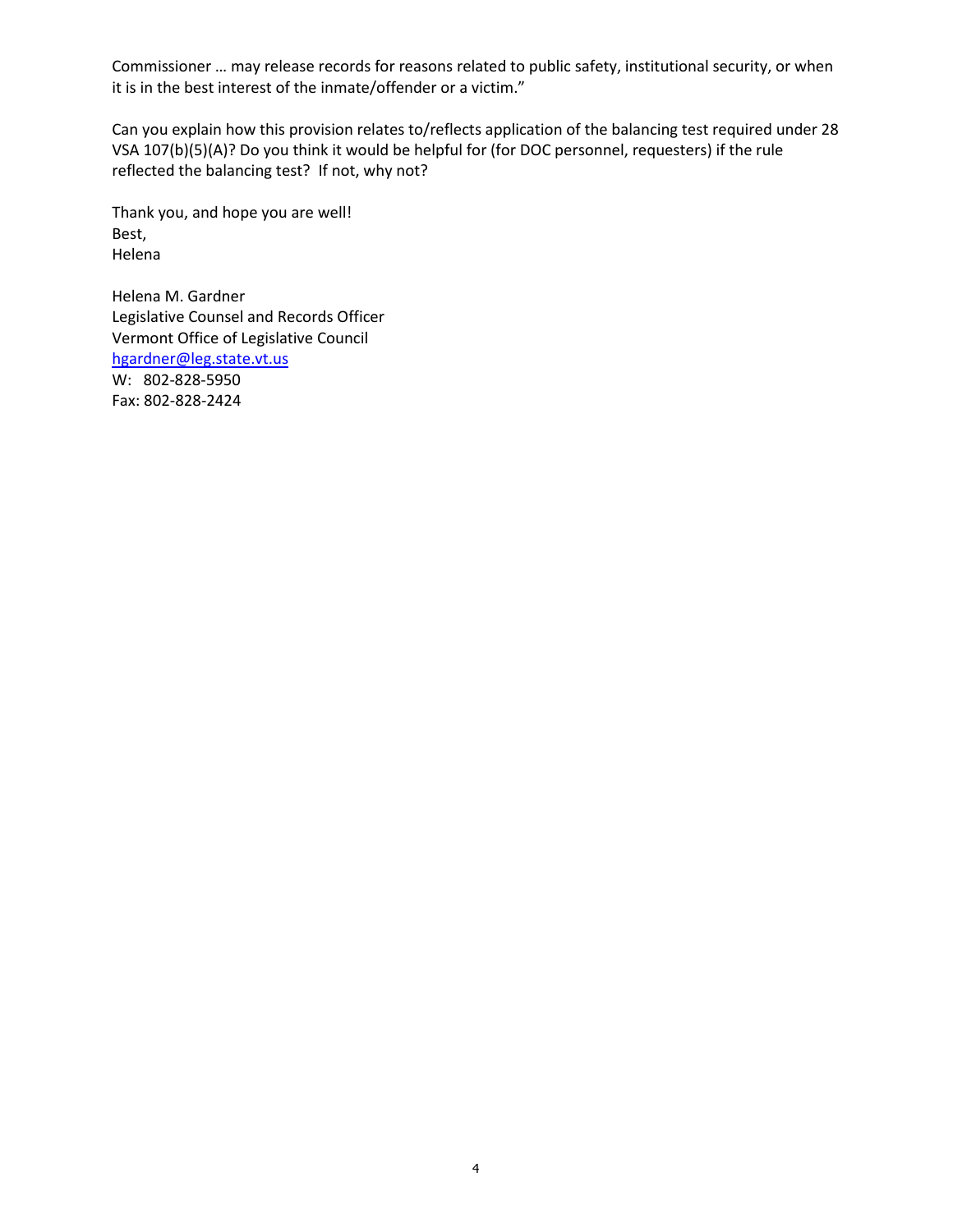Commissioner … may release records for reasons related to public safety, institutional security, or when it is in the best interest of the inmate/offender or a victim."

Can you explain how this provision relates to/reflects application of the balancing test required under 28 VSA 107(b)(5)(A)? Do you think it would be helpful for (for DOC personnel, requesters) if the rule reflected the balancing test? If not, why not?

Thank you, and hope you are well!
Best,
Helena

Helena M. Gardner
Legislative Counsel and Records Officer
Vermont Office of Legislative Council
hgardner@leg.state.vt.us
W: 802-828-5950
Fax: 802-828-2424